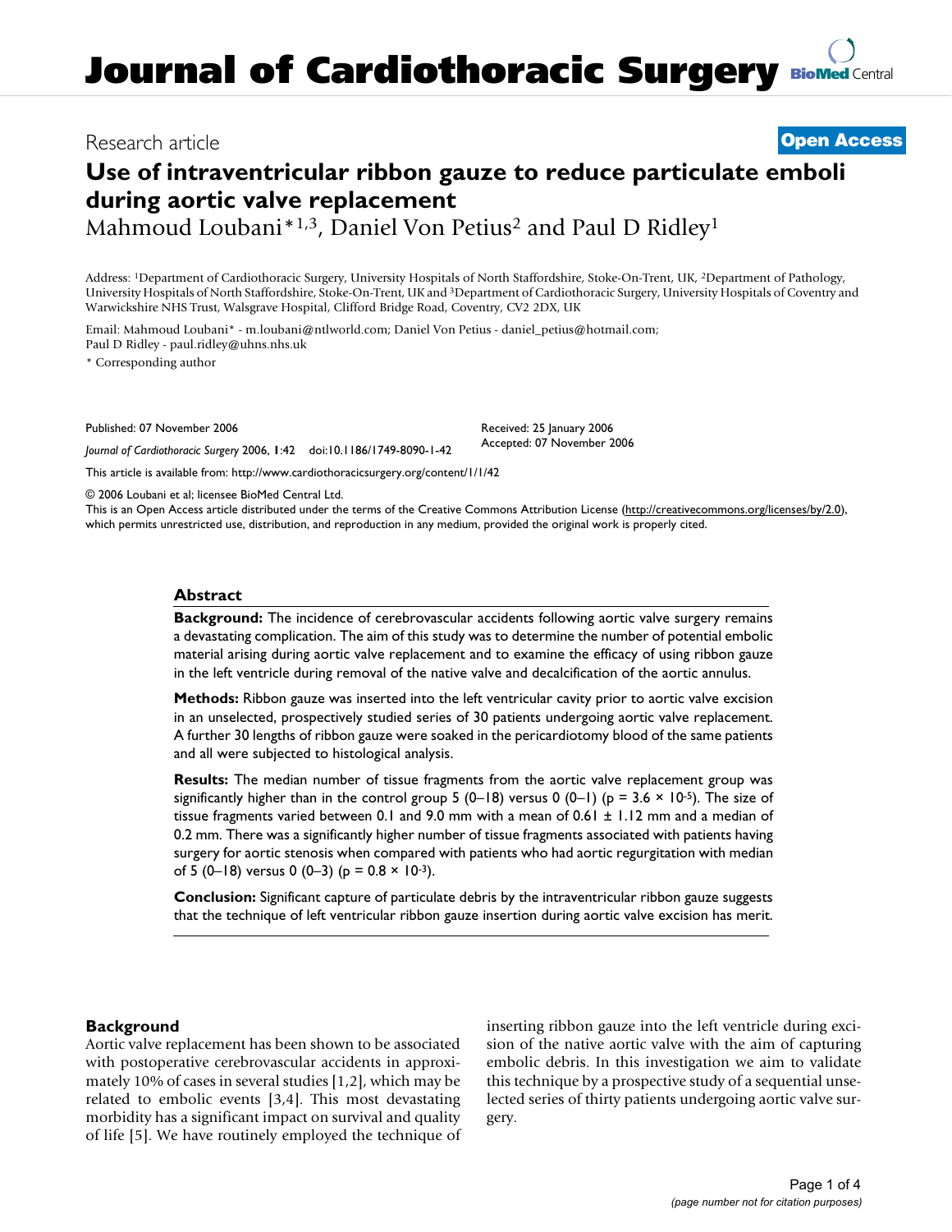# Journal of Cardiothoracic Surgery

Research article **Open Access**

## Use of intraventricular ribbon gauze to reduce particulate emboli during aortic valve replacement

Mahmoud Loubani*[1,3], Daniel Von Petius[2] and Paul D Ridley[1]

Address: [1]Department of Cardiothoracic Surgery, University Hospitals of North Staffordshire, Stoke-On-Trent, UK, [2]Department of Pathology, University Hospitals of North Staffordshire, Stoke-On-Trent, UK and [3]Department of Cardiothoracic Surgery, University Hospitals of Coventry and Warwickshire NHS Trust, Walsgrave Hospital, Clifford Bridge Road, Coventry, CV2 2DX, UK

Email: Mahmoud Loubani* - m.loubani@ntlworld.com; Daniel Von Petius - daniel_petius@hotmail.com; Paul D Ridley - paul.ridley@uhns.nhs.uk

\* Corresponding author

Published: 07 November 2006

*Journal of Cardiothoracic Surgery* 2006, **1**:42 doi:10.1186/1749-8090-1-42

Received: 25 January 2006
Accepted: 07 November 2006

This article is available from: http://www.cardiothoracicsurgery.org/content/1/1/42

© 2006 Loubani et al; licensee BioMed Central Ltd.
This is an Open Access article distributed under the terms of the Creative Commons Attribution License (http://creativecommons.org/licenses/by/2.0), which permits unrestricted use, distribution, and reproduction in any medium, provided the original work is properly cited.

### Abstract

**Background:** The incidence of cerebrovascular accidents following aortic valve surgery remains a devastating complication. The aim of this study was to determine the number of potential embolic material arising during aortic valve replacement and to examine the efficacy of using ribbon gauze in the left ventricle during removal of the native valve and decalcification of the aortic annulus.

**Methods:** Ribbon gauze was inserted into the left ventricular cavity prior to aortic valve excision in an unselected, prospectively studied series of 30 patients undergoing aortic valve replacement. A further 30 lengths of ribbon gauze were soaked in the pericardiotomy blood of the same patients and all were subjected to histological analysis.

**Results:** The median number of tissue fragments from the aortic valve replacement group was significantly higher than in the control group 5 (0–18) versus 0 (0–1) ($p = 3.6 \times 10^{-5}$). The size of tissue fragments varied between 0.1 and 9.0 mm with a mean of 0.61 ± 1.12 mm and a median of 0.2 mm. There was a significantly higher number of tissue fragments associated with patients having surgery for aortic stenosis when compared with patients who had aortic regurgitation with median of 5 (0–18) versus 0 (0–3) ($p = 0.8 \times 10^{-3}$).

**Conclusion:** Significant capture of particulate debris by the intraventricular ribbon gauze suggests that the technique of left ventricular ribbon gauze insertion during aortic valve excision has merit.

### Background

Aortic valve replacement has been shown to be associated with postoperative cerebrovascular accidents in approximately 10% of cases in several studies [1,2], which may be related to embolic events [3,4]. This most devastating morbidity has a significant impact on survival and quality of life [5]. We have routinely employed the technique of inserting ribbon gauze into the left ventricle during excision of the native aortic valve with the aim of capturing embolic debris. In this investigation we aim to validate this technique by a prospective study of a sequential unselected series of thirty patients undergoing aortic valve surgery.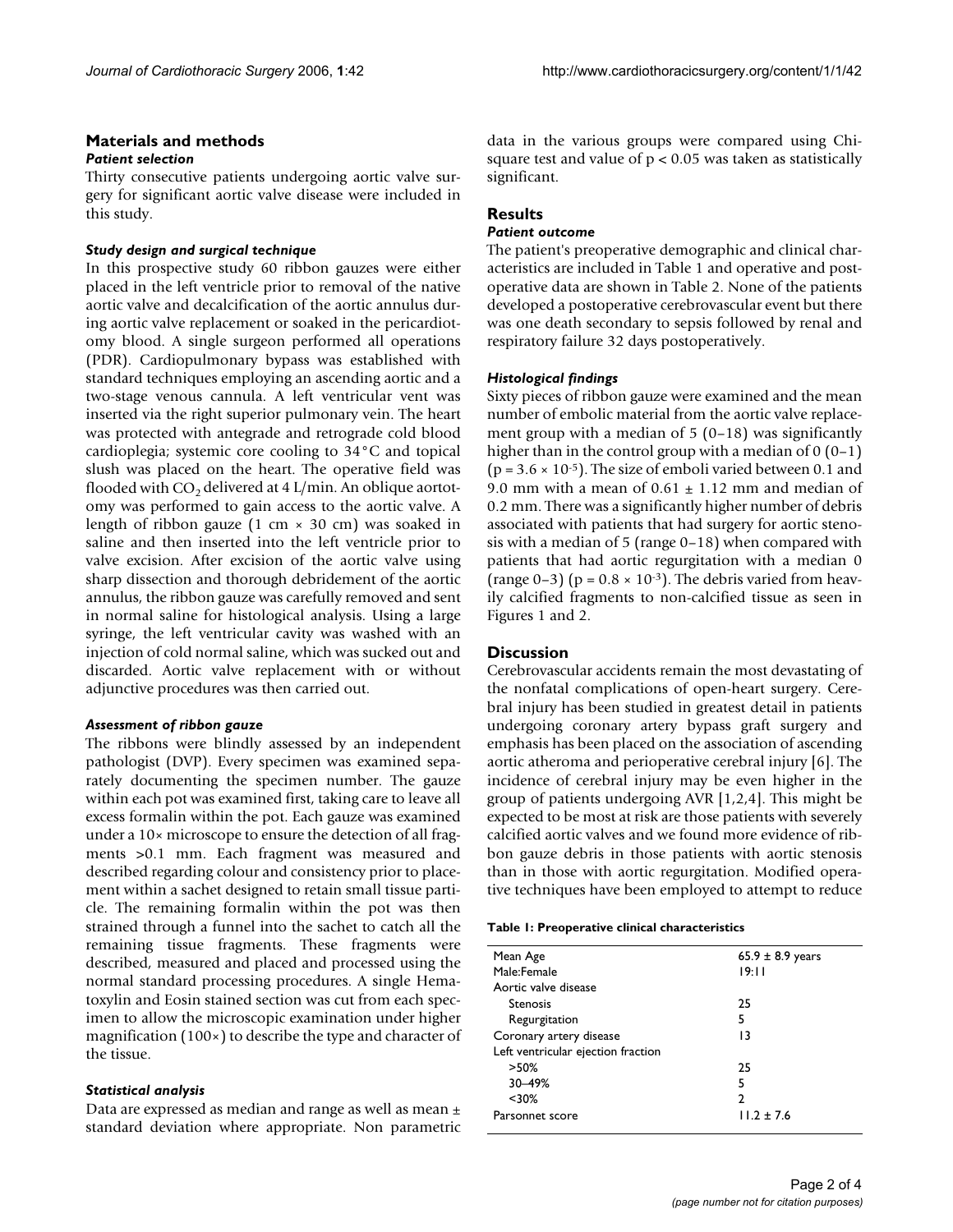## Materials and methods

### *Patient selection*

Thirty consecutive patients undergoing aortic valve surgery for significant aortic valve disease were included in this study.

### *Study design and surgical technique*

In this prospective study 60 ribbon gauzes were either placed in the left ventricle prior to removal of the native aortic valve and decalcification of the aortic annulus during aortic valve replacement or soaked in the pericardiotomy blood. A single surgeon performed all operations (PDR). Cardiopulmonary bypass was established with standard techniques employing an ascending aortic and a two-stage venous cannula. A left ventricular vent was inserted via the right superior pulmonary vein. The heart was protected with antegrade and retrograde cold blood cardioplegia; systemic core cooling to 34°C and topical slush was placed on the heart. The operative field was flooded with $CO_2$ delivered at 4 L/min. An oblique aortotomy was performed to gain access to the aortic valve. A length of ribbon gauze (1 cm × 30 cm) was soaked in saline and then inserted into the left ventricle prior to valve excision. After excision of the aortic valve using sharp dissection and thorough debridement of the aortic annulus, the ribbon gauze was carefully removed and sent in normal saline for histological analysis. Using a large syringe, the left ventricular cavity was washed with an injection of cold normal saline, which was sucked out and discarded. Aortic valve replacement with or without adjunctive procedures was then carried out.

### *Assessment of ribbon gauze*

The ribbons were blindly assessed by an independent pathologist (DVP). Every specimen was examined separately documenting the specimen number. The gauze within each pot was examined first, taking care to leave all excess formalin within the pot. Each gauze was examined under a 10× microscope to ensure the detection of all fragments >0.1 mm. Each fragment was measured and described regarding colour and consistency prior to placement within a sachet designed to retain small tissue particle. The remaining formalin within the pot was then strained through a funnel into the sachet to catch all the remaining tissue fragments. These fragments were described, measured and placed and processed using the normal standard processing procedures. A single Hematoxylin and Eosin stained section was cut from each specimen to allow the microscopic examination under higher magnification (100×) to describe the type and character of the tissue.

### *Statistical analysis*

Data are expressed as median and range as well as mean ± standard deviation where appropriate. Non parametric data in the various groups were compared using Chi-square test and value of $p < 0.05$ was taken as statistically significant.

## Results

### *Patient outcome*

The patient's preoperative demographic and clinical characteristics are included in Table 1 and operative and postoperative data are shown in Table 2. None of the patients developed a postoperative cerebrovascular event but there was one death secondary to sepsis followed by renal and respiratory failure 32 days postoperatively.

### *Histological findings*

Sixty pieces of ribbon gauze were examined and the mean number of embolic material from the aortic valve replacement group with a median of 5 (0–18) was significantly higher than in the control group with a median of 0 (0–1) ($p = 3.6 \times 10^{-5}$). The size of emboli varied between 0.1 and 9.0 mm with a mean of 0.61 ± 1.12 mm and median of 0.2 mm. There was a significantly higher number of debris associated with patients that had surgery for aortic stenosis with a median of 5 (range 0–18) when compared with patients that had aortic regurgitation with a median 0 (range 0–3) ($p = 0.8 \times 10^{-3}$). The debris varied from heavily calcified fragments to non-calcified tissue as seen in Figures 1 and 2.

## Discussion

Cerebrovascular accidents remain the most devastating of the nonfatal complications of open-heart surgery. Cerebral injury has been studied in greatest detail in patients undergoing coronary artery bypass graft surgery and emphasis has been placed on the association of ascending aortic atheroma and perioperative cerebral injury [6]. The incidence of cerebral injury may be even higher in the group of patients undergoing AVR [1,2,4]. This might be expected to be most at risk are those patients with severely calcified aortic valves and we found more evidence of ribbon gauze debris in those patients with aortic stenosis than in those with aortic regurgitation. Modified operative techniques have been employed to attempt to reduce

**Table 1: Preoperative clinical characteristics**

| | |
|---|---|
| Mean Age | 65.9 ± 8.9 years |
| Male:Female | 19:11 |
| Aortic valve disease | |
| Stenosis | 25 |
| Regurgitation | 5 |
| Coronary artery disease | 13 |
| Left ventricular ejection fraction | |
| >50% | 25 |
| 30–49% | 5 |
| <30% | 2 |
| Parsonnet score | 11.2 ± 7.6 |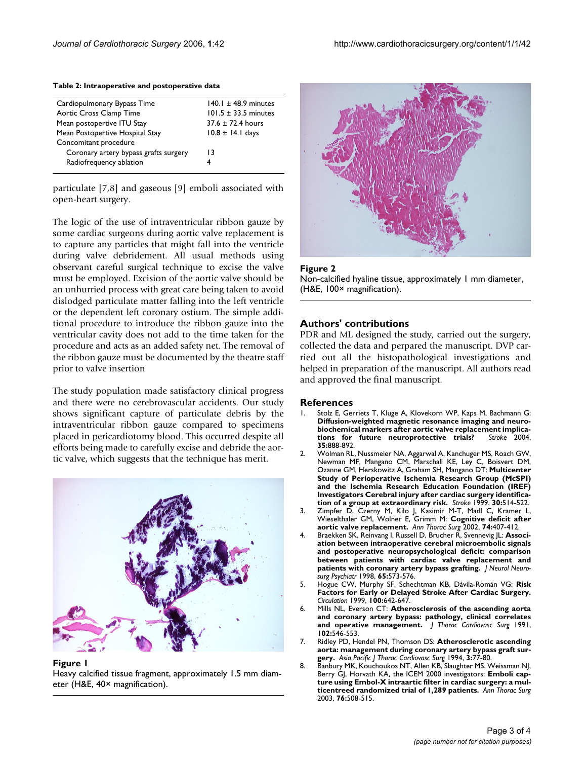**Table 2: Intraoperative and postoperative data**

| | |
|---|---|
| Cardiopulmonary Bypass Time | 140.1 ± 48.9 minutes |
| Aortic Cross Clamp Time | 101.5 ± 33.5 minutes |
| Mean postopertive ITU Stay | 37.6 ± 72.4 hours |
| Mean Postopertive Hospital Stay | 10.8 ± 14.1 days |
| Concomitant procedure | |
| Coronary artery bypass grafts surgery | 13 |
| Radiofrequency ablation | 4 |

particulate [7,8] and gaseous [9] emboli associated with open-heart surgery.

The logic of the use of intraventricular ribbon gauze by some cardiac surgeons during aortic valve replacement is to capture any particles that might fall into the ventricle during valve debridement. All usual methods using observant careful surgical technique to excise the valve must be employed. Excision of the aortic valve should be an unhurried process with great care being taken to avoid dislodged particulate matter falling into the left ventricle or the dependent left coronary ostium. The simple additional procedure to introduce the ribbon gauze into the ventricular cavity does not add to the time taken for the procedure and acts as an added safety net. The removal of the ribbon gauze must be documented by the theatre staff prior to valve insertion

The study population made satisfactory clinical progress and there were no cerebrovascular accidents. Our study shows significant capture of particulate debris by the intraventricular ribbon gauze compared to specimens placed in pericardiotomy blood. This occurred despite all efforts being made to carefully excise and debride the aortic valve, which suggests that the technique has merit.

**Figure 1**
Heavy calcified tissue fragment, approximately 1.5 mm diameter (H&E, 40× magnification).

**Figure 2**
Non-calcified hyaline tissue, approximately 1 mm diameter, (H&E, 100× magnification).

## Authors' contributions

PDR and ML designed the study, carried out the surgery, collected the data and perpared the manuscript. DVP carried out all the histopathological investigations and helped in preparation of the manuscript. All authors read and approved the final manuscript.

## References

1. Stolz E, Gerriets T, Kluge A, Klovekorn WP, Kaps M, Bachmann G: **Diffusion-weighted magnetic resonance imaging and neurobiochemical markers after aortic valve replacement implications for future neuroprotective trials?** *Stroke* 2004, **35:**888-892.
2. Wolman RL, Nussmeier NA, Aggarwal A, Kanchuger MS, Roach GW, Newman MF, Mangano CM, Marschall KE, Ley C, Boisvert DM, Ozanne GM, Herskowitz A, Graham SH, Mangano DT: **Multicenter Study of Perioperative Ischemia Research Group (McSPI) and the Ischemia Research Education Foundation (IREF) Investigators Cerebral injury after cardiac surgery identification of a group at extraordinary risk.** *Stroke* 1999, **30:**514-522.
3. Zimpfer D, Czerny M, Kilo J, Kasimir M-T, Madl C, Kramer L, Wieselthaler GM, Wolner E, Grimm M: **Cognitive deficit after aortic valve replacement.** *Ann Thorac Surg* 2002, **74:**407-412.
4. Braekken SK, Reinvang I, Russell D, Brucher R, Svennevig JL: **Association between intraoperative cerebral microembolic signals and postoperative neuropsychological deficit: comparison between patients with cardiac valve replacement and patients with coronary artery bypass grafting.** *J Neurol Neurosurg Psychiatr* 1998, **65:**573-576.
5. Hogue CW, Murphy SF, Schechtman KB, Dávila-Román VG: **Risk Factors for Early or Delayed Stroke After Cardiac Surgery.** *Circulation* 1999, **100:**642-647.
6. Mills NL, Everson CT: **Atherosclerosis of the ascending aorta and coronary artery bypass: pathology, clinical correlates and operative management.** *J Thorac Cardiovasc Surg* 1991, **102:**546-553.
7. Ridley PD, Hendel PN, Thomson DS: **Atherosclerotic ascending aorta: management during coronary artery bypass graft surgery.** *Asia Pacific J Thorac Cardiovasc Surg* 1994, **3:**77-80.
8. Banbury MK, Kouchoukos NT, Allen KB, Slaughter MS, Weissman NJ, Berry GJ, Horvath KA, the ICEM 2000 investigators: **Emboli capture using Embol-X intraartic filter in cardiac surgery: a multicentreed randomized trial of 1,289 patients.** *Ann Thorac Surg* 2003, **76:**508-515.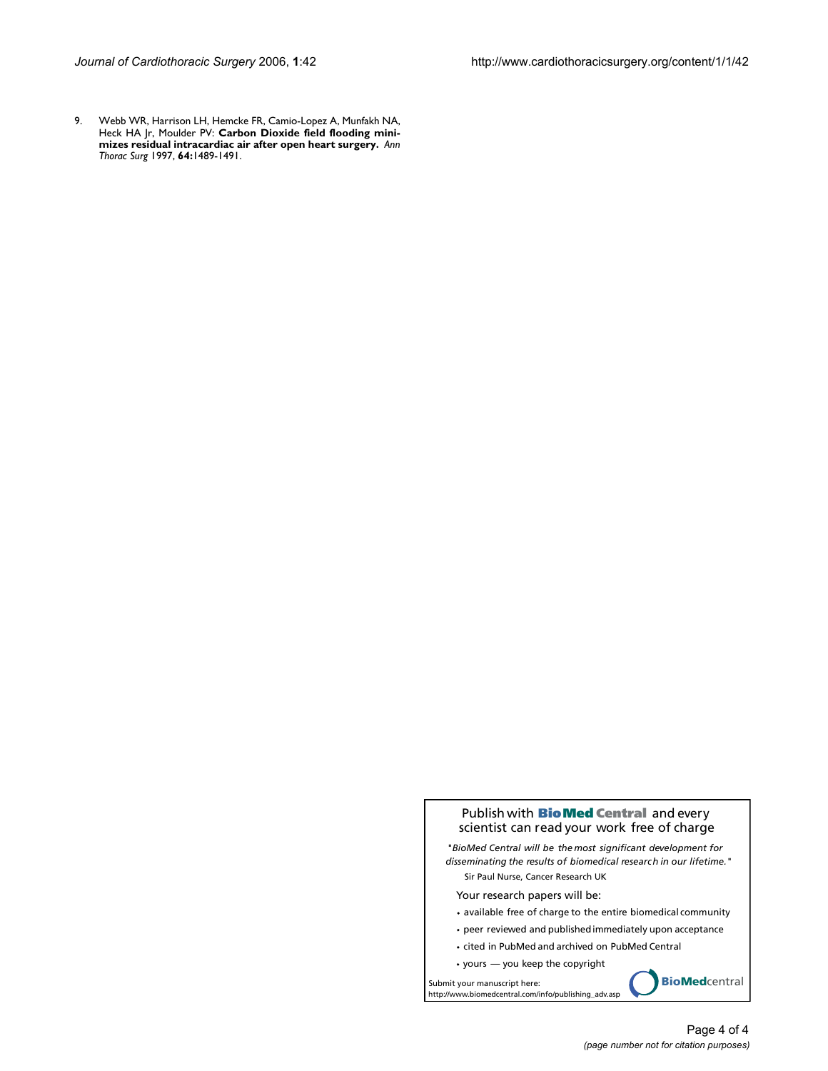9. Webb WR, Harrison LH, Hemcke FR, Camio-Lopez A, Munfakh NA, Heck HA Jr, Moulder PV: **Carbon Dioxide field flooding minimizes residual intracardiac air after open heart surgery.** *Ann Thorac Surg* 1997, **64:**1489-1491.

Publish with **BioMed Central** and every scientist can read your work free of charge

*"BioMed Central will be the most significant development for disseminating the results of biomedical research in our lifetime."*

Sir Paul Nurse, Cancer Research UK

Your research papers will be:

- available free of charge to the entire biomedical community
- peer reviewed and published immediately upon acceptance
- cited in PubMed and archived on PubMed Central
- yours — you keep the copyright

Submit your manuscript here:
http://www.biomedcentral.com/info/publishing_adv.asp

**BioMed**central